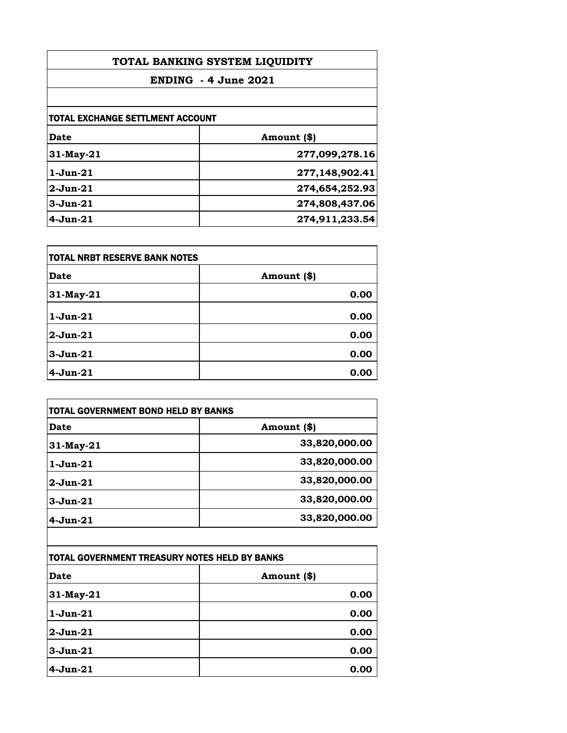# TOTAL BANKING SYSTEM LIQUIDITY

## ENDING - 4 June 2021

### TOTAL EXCHANGE SETTLMENT ACCOUNT

| Date | Amount ($) |
|---|---|
| 31-May-21 | 277,099,278.16 |
| 1-Jun-21 | 277,148,902.41 |
| 2-Jun-21 | 274,654,252.93 |
| 3-Jun-21 | 274,808,437.06 |
| 4-Jun-21 | 274,911,233.54 |

### TOTAL NRBT RESERVE BANK NOTES

| Date | Amount ($) |
|---|---|
| 31-May-21 | 0.00 |
| 1-Jun-21 | 0.00 |
| 2-Jun-21 | 0.00 |
| 3-Jun-21 | 0.00 |
| 4-Jun-21 | 0.00 |

### TOTAL GOVERNMENT BOND HELD BY BANKS

| Date | Amount ($) |
|---|---|
| 31-May-21 | 33,820,000.00 |
| 1-Jun-21 | 33,820,000.00 |
| 2-Jun-21 | 33,820,000.00 |
| 3-Jun-21 | 33,820,000.00 |
| 4-Jun-21 | 33,820,000.00 |

### TOTAL GOVERNMENT TREASURY NOTES HELD BY BANKS

| Date | Amount ($) |
|---|---|
| 31-May-21 | 0.00 |
| 1-Jun-21 | 0.00 |
| 2-Jun-21 | 0.00 |
| 3-Jun-21 | 0.00 |
| 4-Jun-21 | 0.00 |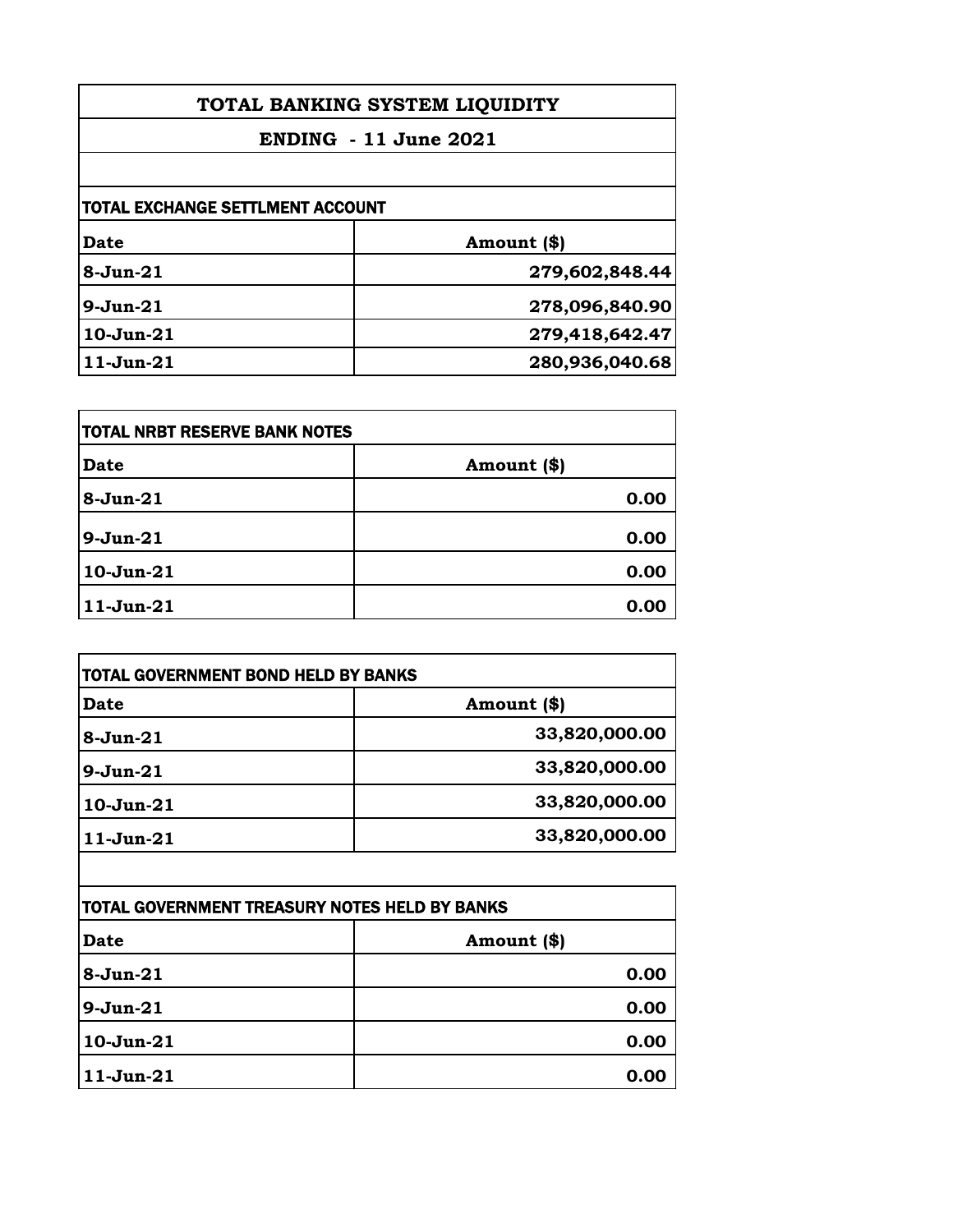# TOTAL BANKING SYSTEM LIQUIDITY

## ENDING - 11 June 2021

### TOTAL EXCHANGE SETTLMENT ACCOUNT

| Date | Amount ($) |
|---|---|
| 8-Jun-21 | 279,602,848.44 |
| 9-Jun-21 | 278,096,840.90 |
| 10-Jun-21 | 279,418,642.47 |
| 11-Jun-21 | 280,936,040.68 |

### TOTAL NRBT RESERVE BANK NOTES

| Date | Amount ($) |
|---|---|
| 8-Jun-21 | 0.00 |
| 9-Jun-21 | 0.00 |
| 10-Jun-21 | 0.00 |
| 11-Jun-21 | 0.00 |

### TOTAL GOVERNMENT BOND HELD BY BANKS

| Date | Amount ($) |
|---|---|
| 8-Jun-21 | 33,820,000.00 |
| 9-Jun-21 | 33,820,000.00 |
| 10-Jun-21 | 33,820,000.00 |
| 11-Jun-21 | 33,820,000.00 |

### TOTAL GOVERNMENT TREASURY NOTES HELD BY BANKS

| Date | Amount ($) |
|---|---|
| 8-Jun-21 | 0.00 |
| 9-Jun-21 | 0.00 |
| 10-Jun-21 | 0.00 |
| 11-Jun-21 | 0.00 |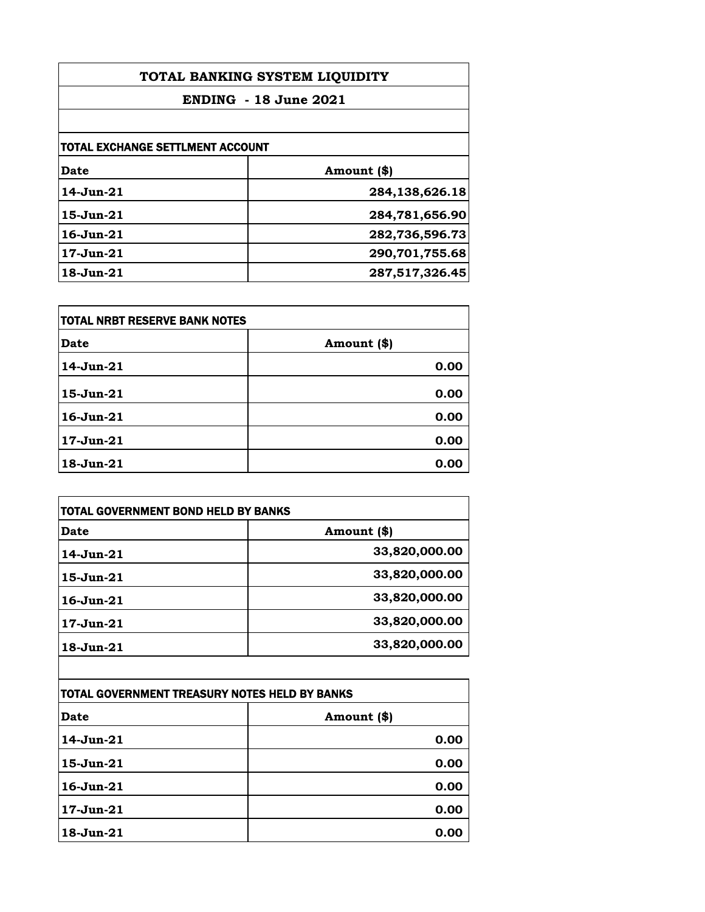# TOTAL BANKING SYSTEM LIQUIDITY

## ENDING - 18 June 2021

### TOTAL EXCHANGE SETTLMENT ACCOUNT

| Date | Amount ($) |
|---|---|
| 14-Jun-21 | 284,138,626.18 |
| 15-Jun-21 | 284,781,656.90 |
| 16-Jun-21 | 282,736,596.73 |
| 17-Jun-21 | 290,701,755.68 |
| 18-Jun-21 | 287,517,326.45 |

### TOTAL NRBT RESERVE BANK NOTES

| Date | Amount ($) |
|---|---|
| 14-Jun-21 | 0.00 |
| 15-Jun-21 | 0.00 |
| 16-Jun-21 | 0.00 |
| 17-Jun-21 | 0.00 |
| 18-Jun-21 | 0.00 |

### TOTAL GOVERNMENT BOND HELD BY BANKS

| Date | Amount ($) |
|---|---|
| 14-Jun-21 | 33,820,000.00 |
| 15-Jun-21 | 33,820,000.00 |
| 16-Jun-21 | 33,820,000.00 |
| 17-Jun-21 | 33,820,000.00 |
| 18-Jun-21 | 33,820,000.00 |

### TOTAL GOVERNMENT TREASURY NOTES HELD BY BANKS

| Date | Amount ($) |
|---|---|
| 14-Jun-21 | 0.00 |
| 15-Jun-21 | 0.00 |
| 16-Jun-21 | 0.00 |
| 17-Jun-21 | 0.00 |
| 18-Jun-21 | 0.00 |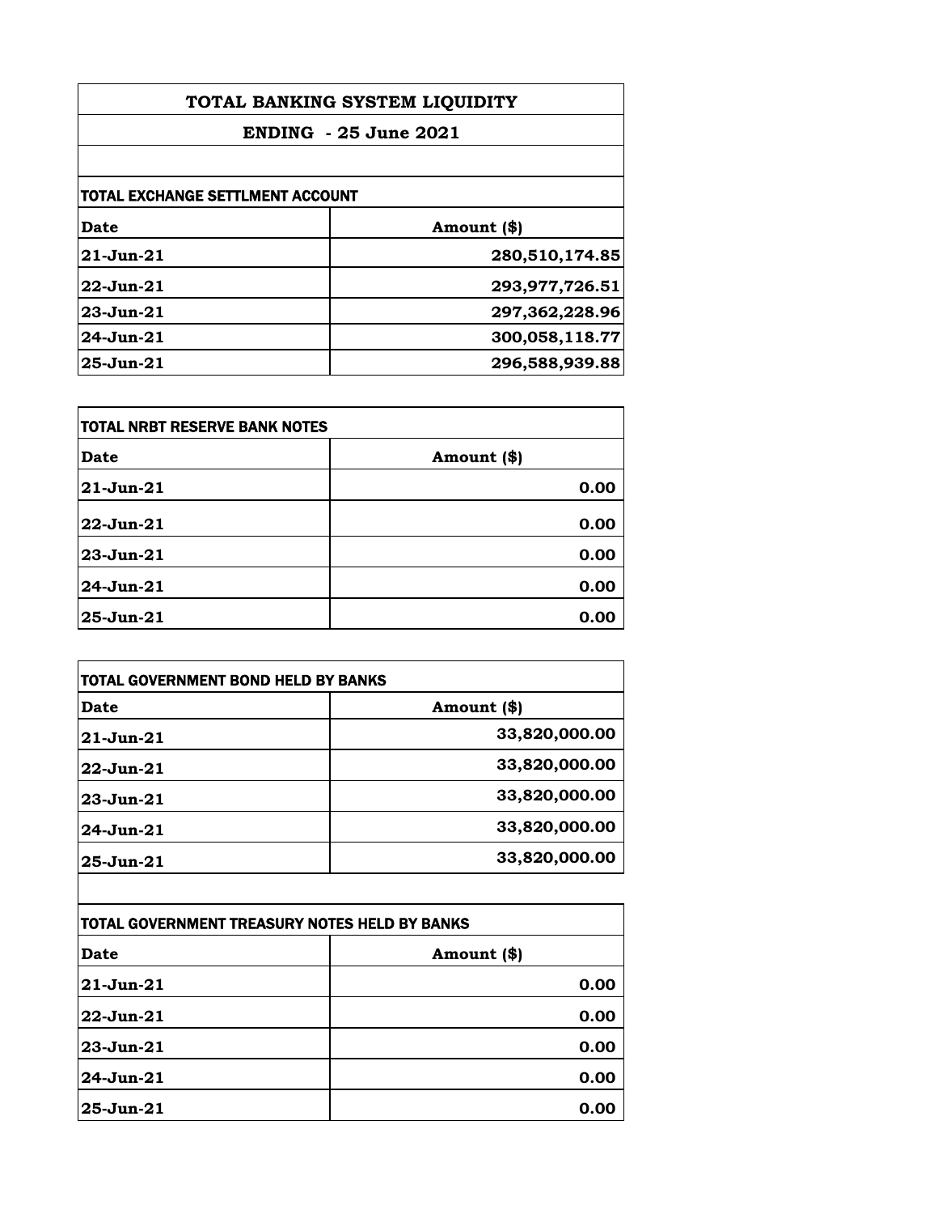# TOTAL BANKING SYSTEM LIQUIDITY

## ENDING - 25 June 2021

### TOTAL EXCHANGE SETTLMENT ACCOUNT

| Date | Amount ($) |
|---|---|
| 21-Jun-21 | 280,510,174.85 |
| 22-Jun-21 | 293,977,726.51 |
| 23-Jun-21 | 297,362,228.96 |
| 24-Jun-21 | 300,058,118.77 |
| 25-Jun-21 | 296,588,939.88 |

### TOTAL NRBT RESERVE BANK NOTES

| Date | Amount ($) |
|---|---|
| 21-Jun-21 | 0.00 |
| 22-Jun-21 | 0.00 |
| 23-Jun-21 | 0.00 |
| 24-Jun-21 | 0.00 |
| 25-Jun-21 | 0.00 |

### TOTAL GOVERNMENT BOND HELD BY BANKS

| Date | Amount ($) |
|---|---|
| 21-Jun-21 | 33,820,000.00 |
| 22-Jun-21 | 33,820,000.00 |
| 23-Jun-21 | 33,820,000.00 |
| 24-Jun-21 | 33,820,000.00 |
| 25-Jun-21 | 33,820,000.00 |

### TOTAL GOVERNMENT TREASURY NOTES HELD BY BANKS

| Date | Amount ($) |
|---|---|
| 21-Jun-21 | 0.00 |
| 22-Jun-21 | 0.00 |
| 23-Jun-21 | 0.00 |
| 24-Jun-21 | 0.00 |
| 25-Jun-21 | 0.00 |